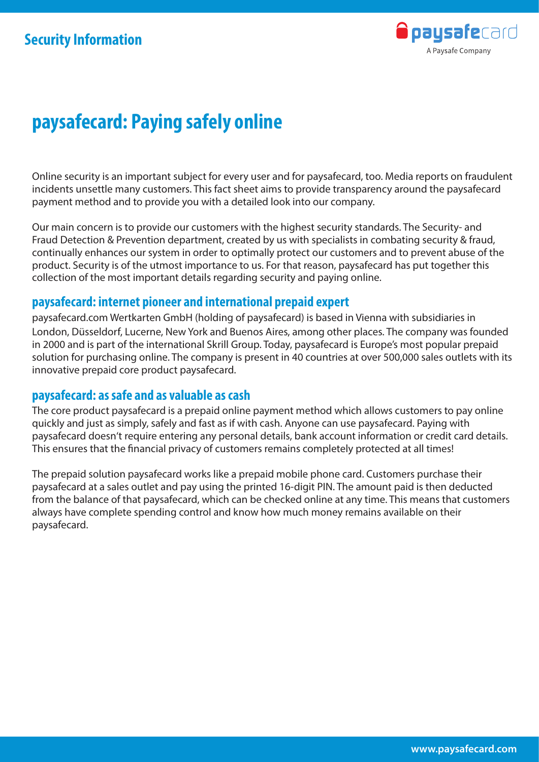# paysafecard: Paying safely online

Online security is an important subject for every user and for paysafecard, too. Media reports on fraudulent incidents unsettle many customers. This fact sheet aims to provide transparency around the paysafecard payment method and to provide you with a detailed look into our company.

Our main concern is to provide our customers with the highest security standards. The Security- and Fraud Detection & Prevention department, created by us with specialists in combating security & fraud, continually enhances our system in order to optimally protect our customers and to prevent abuse of the product. Security is of the utmost importance to us. For that reason, paysafecard has put together this collection of the most important details regarding security and paying online.

## paysafecard: internet pioneer and international prepaid expert

paysafecard.com Wertkarten GmbH (holding of paysafecard) is based in Vienna with subsidiaries in London, Düsseldorf, Lucerne, New York and Buenos Aires, among other places. The company was founded in 2000 and is part of the international Skrill Group. Today, paysafecard is Europe's most popular prepaid solution for purchasing online. The company is present in 40 countries at over 500,000 sales outlets with its innovative prepaid core product paysafecard.

## paysafecard: as safe and as valuable as cash

The core product paysafecard is a prepaid online payment method which allows customers to pay online quickly and just as simply, safely and fast as if with cash. Anyone can use paysafecard. Paying with paysafecard doesn't require entering any personal details, bank account information or credit card details. This ensures that the financial privacy of customers remains completely protected at all times!

The prepaid solution paysafecard works like a prepaid mobile phone card. Customers purchase their paysafecard at a sales outlet and pay using the printed 16-digit PIN. The amount paid is then deducted from the balance of that paysafecard, which can be checked online at any time. This means that customers always have complete spending control and know how much money remains available on their paysafecard.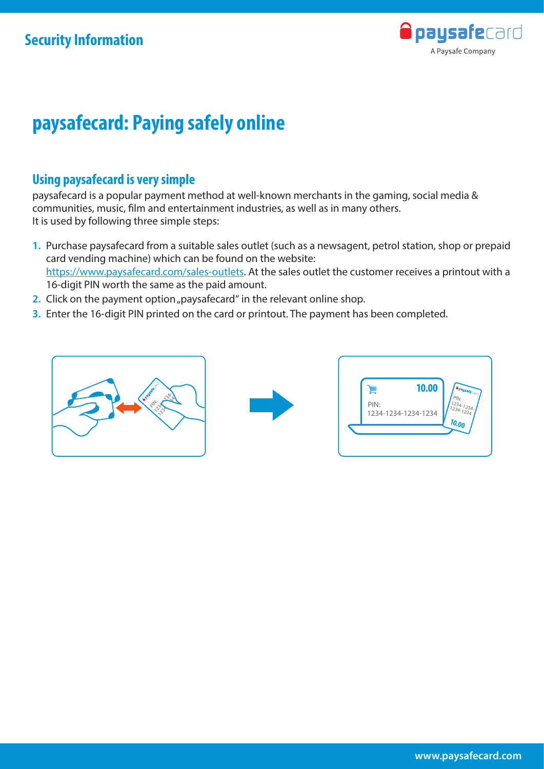# paysafecard: Paying safely online

## Using paysafecard is very simple

paysafecard is a popular payment method at well-known merchants in the gaming, social media & communities, music, film and entertainment industries, as well as in many others.
It is used by following three simple steps:

1. Purchase paysafecard from a suitable sales outlet (such as a newsagent, petrol station, shop or prepaid card vending machine) which can be found on the website: https://www.paysafecard.com/sales-outlets. At the sales outlet the customer receives a printout with a 16-digit PIN worth the same as the paid amount.
2. Click on the payment option „paysafecard" in the relevant online shop.
3. Enter the 16-digit PIN printed on the card or printout. The payment has been completed.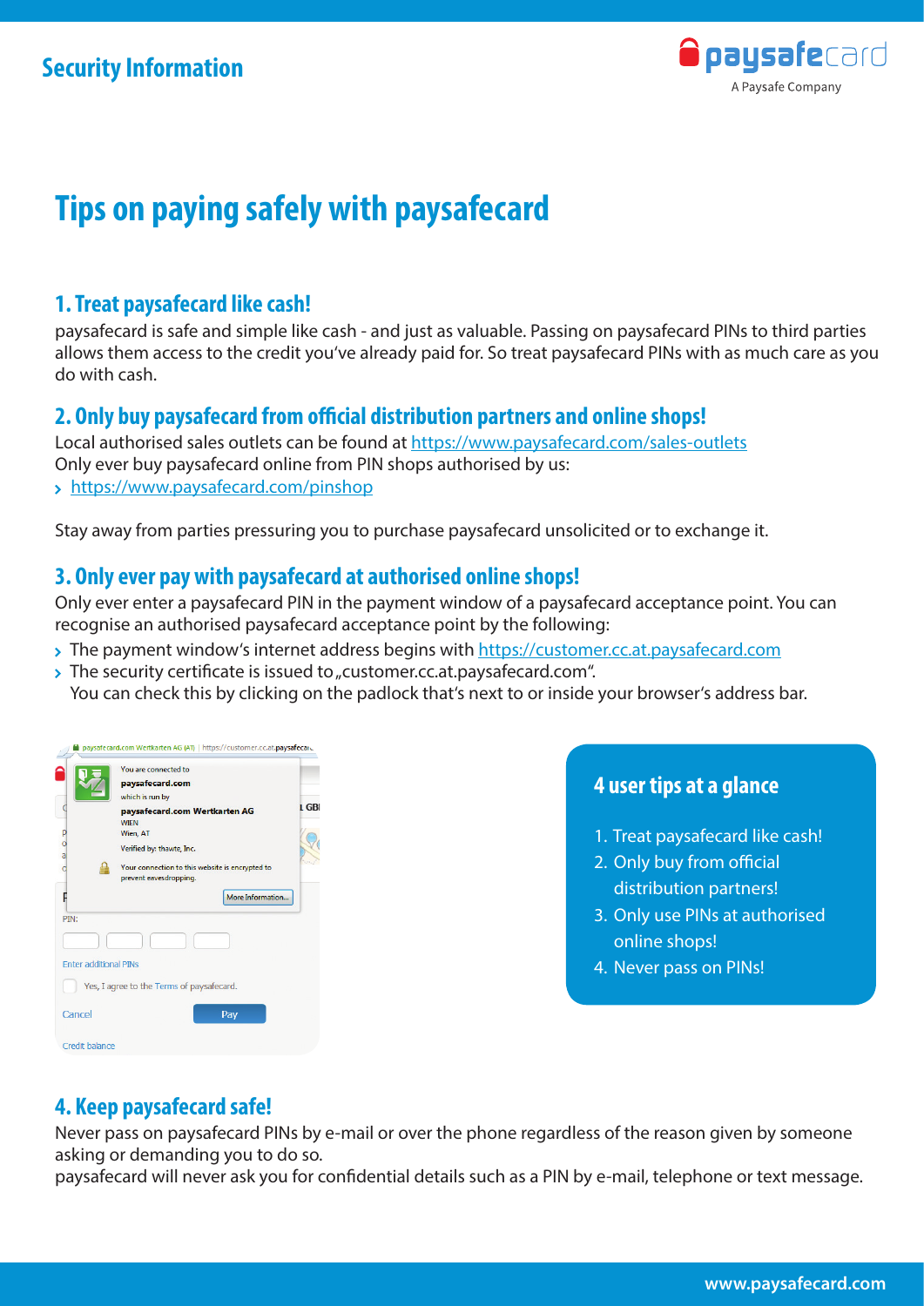## Security Information

# Tips on paying safely with paysafecard

### 1. Treat paysafecard like cash!

paysafecard is safe and simple like cash - and just as valuable. Passing on paysafecard PINs to third parties allows them access to the credit you've already paid for. So treat paysafecard PINs with as much care as you do with cash.

### 2. Only buy paysafecard from official distribution partners and online shops!

Local authorised sales outlets can be found at https://www.paysafecard.com/sales-outlets
Only ever buy paysafecard online from PIN shops authorised by us:

- https://www.paysafecard.com/pinshop

Stay away from parties pressuring you to purchase paysafecard unsolicited or to exchange it.

### 3. Only ever pay with paysafecard at authorised online shops!

Only ever enter a paysafecard PIN in the payment window of a paysafecard acceptance point. You can recognise an authorised paysafecard acceptance point by the following:

- The payment window's internet address begins with https://customer.cc.at.paysafecard.com
- The security certificate is issued to „customer.cc.at.paysafecard.com".
  You can check this by clicking on the padlock that's next to or inside your browser's address bar.

**4 user tips at a glance**

1. Treat paysafecard like cash!
2. Only buy from official distribution partners!
3. Only use PINs at authorised online shops!
4. Never pass on PINs!

### 4. Keep paysafecard safe!

Never pass on paysafecard PINs by e-mail or over the phone regardless of the reason given by someone asking or demanding you to do so.
paysafecard will never ask you for confidential details such as a PIN by e-mail, telephone or text message.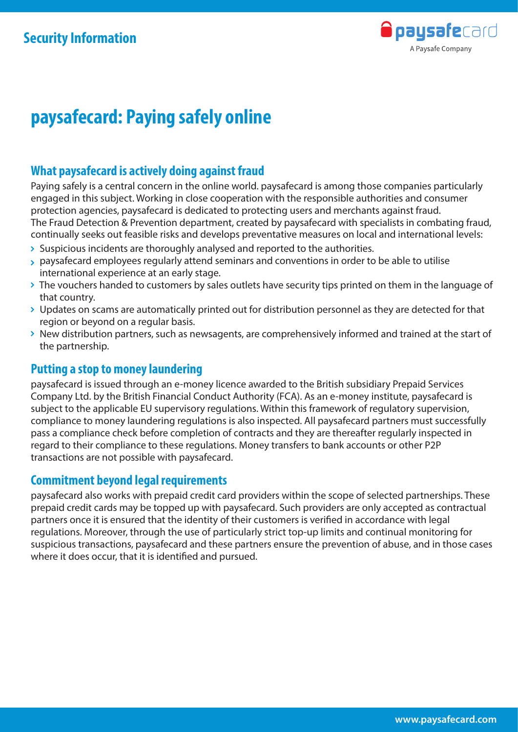Security Information

# paysafecard: Paying safely online

## What paysafecard is actively doing against fraud

Paying safely is a central concern in the online world. paysafecard is among those companies particularly engaged in this subject. Working in close cooperation with the responsible authorities and consumer protection agencies, paysafecard is dedicated to protecting users and merchants against fraud. The Fraud Detection & Prevention department, created by paysafecard with specialists in combating fraud, continually seeks out feasible risks and develops preventative measures on local and international levels:

- Suspicious incidents are thoroughly analysed and reported to the authorities.
- paysafecard employees regularly attend seminars and conventions in order to be able to utilise international experience at an early stage.
- The vouchers handed to customers by sales outlets have security tips printed on them in the language of that country.
- Updates on scams are automatically printed out for distribution personnel as they are detected for that region or beyond on a regular basis.
- New distribution partners, such as newsagents, are comprehensively informed and trained at the start of the partnership.

## Putting a stop to money laundering

paysafecard is issued through an e-money licence awarded to the British subsidiary Prepaid Services Company Ltd. by the British Financial Conduct Authority (FCA). As an e-money institute, paysafecard is subject to the applicable EU supervisory regulations. Within this framework of regulatory supervision, compliance to money laundering regulations is also inspected. All paysafecard partners must successfully pass a compliance check before completion of contracts and they are thereafter regularly inspected in regard to their compliance to these regulations. Money transfers to bank accounts or other P2P transactions are not possible with paysafecard.

## Commitment beyond legal requirements

paysafecard also works with prepaid credit card providers within the scope of selected partnerships. These prepaid credit cards may be topped up with paysafecard. Such providers are only accepted as contractual partners once it is ensured that the identity of their customers is verified in accordance with legal regulations. Moreover, through the use of particularly strict top-up limits and continual monitoring for suspicious transactions, paysafecard and these partners ensure the prevention of abuse, and in those cases where it does occur, that it is identified and pursued.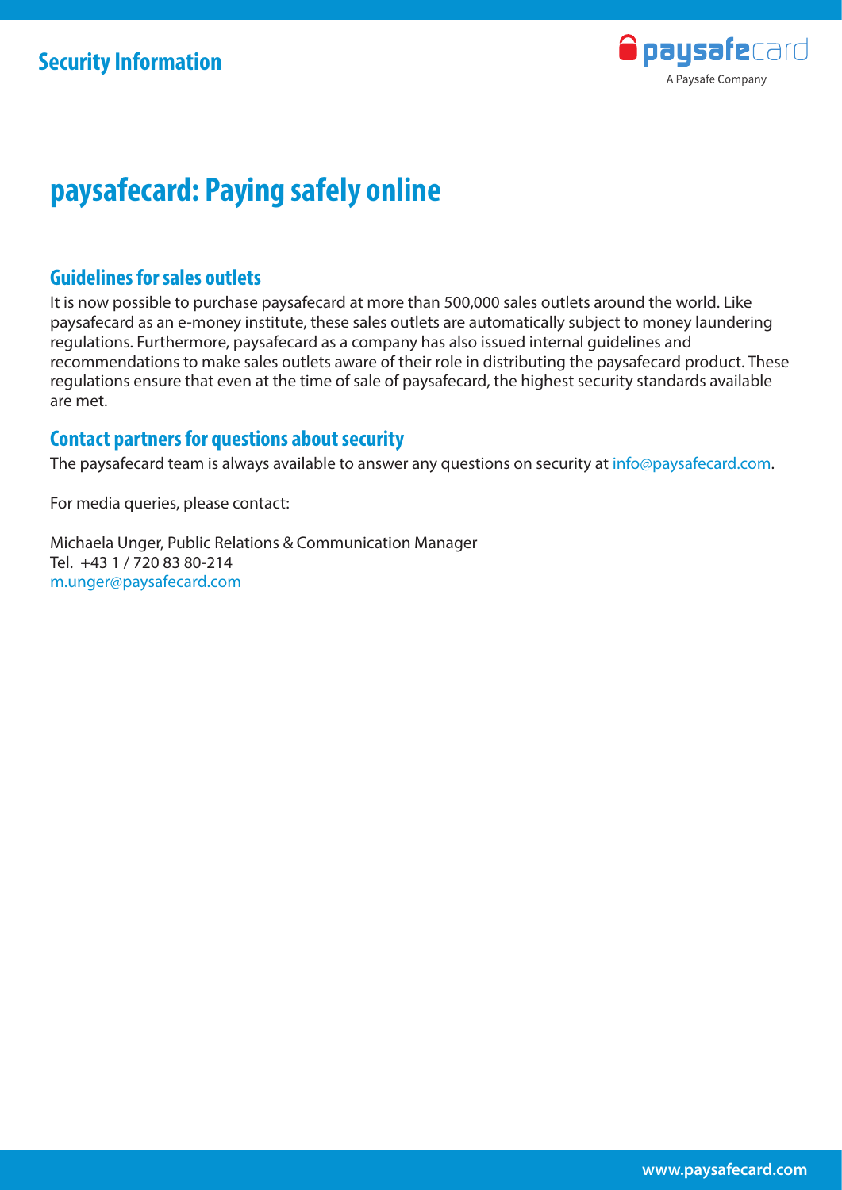# paysafecard: Paying safely online

## Guidelines for sales outlets

It is now possible to purchase paysafecard at more than 500,000 sales outlets around the world. Like paysafecard as an e-money institute, these sales outlets are automatically subject to money laundering regulations. Furthermore, paysafecard as a company has also issued internal guidelines and recommendations to make sales outlets aware of their role in distributing the paysafecard product. These regulations ensure that even at the time of sale of paysafecard, the highest security standards available are met.

## Contact partners for questions about security

The paysafecard team is always available to answer any questions on security at info@paysafecard.com.

For media queries, please contact:

Michaela Unger, Public Relations & Communication Manager
Tel. +43 1 / 720 83 80-214
m.unger@paysafecard.com